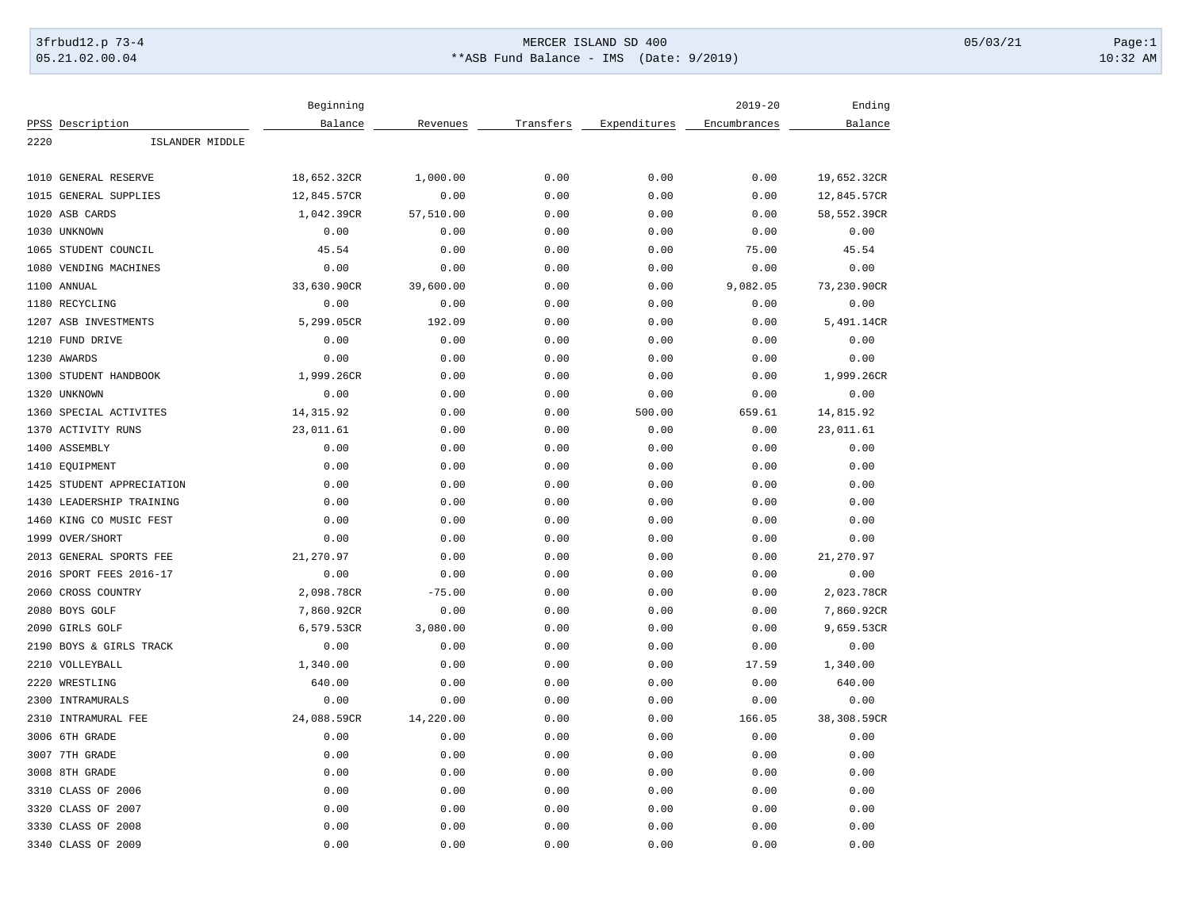MERCER ISLAND SD 400

**ASB Fund Balance - IMS (Date: 9/2019)

| PPSS | Description | Beginning Balance | Revenues | Transfers | Expenditures | 2019-20 Encumbrances | Ending Balance |
|---|---|---|---|---|---|---|---|
| 2220 | ISLANDER MIDDLE | | | | | | |
| 1010 | GENERAL RESERVE | 18,652.32CR | 1,000.00 | 0.00 | 0.00 | 0.00 | 19,652.32CR |
| 1015 | GENERAL SUPPLIES | 12,845.57CR | 0.00 | 0.00 | 0.00 | 0.00 | 12,845.57CR |
| 1020 | ASB CARDS | 1,042.39CR | 57,510.00 | 0.00 | 0.00 | 0.00 | 58,552.39CR |
| 1030 | UNKNOWN | 0.00 | 0.00 | 0.00 | 0.00 | 0.00 | 0.00 |
| 1065 | STUDENT COUNCIL | 45.54 | 0.00 | 0.00 | 0.00 | 75.00 | 45.54 |
| 1080 | VENDING MACHINES | 0.00 | 0.00 | 0.00 | 0.00 | 0.00 | 0.00 |
| 1100 | ANNUAL | 33,630.90CR | 39,600.00 | 0.00 | 0.00 | 9,082.05 | 73,230.90CR |
| 1180 | RECYCLING | 0.00 | 0.00 | 0.00 | 0.00 | 0.00 | 0.00 |
| 1207 | ASB INVESTMENTS | 5,299.05CR | 192.09 | 0.00 | 0.00 | 0.00 | 5,491.14CR |
| 1210 | FUND DRIVE | 0.00 | 0.00 | 0.00 | 0.00 | 0.00 | 0.00 |
| 1230 | AWARDS | 0.00 | 0.00 | 0.00 | 0.00 | 0.00 | 0.00 |
| 1300 | STUDENT HANDBOOK | 1,999.26CR | 0.00 | 0.00 | 0.00 | 0.00 | 1,999.26CR |
| 1320 | UNKNOWN | 0.00 | 0.00 | 0.00 | 0.00 | 0.00 | 0.00 |
| 1360 | SPECIAL ACTIVITES | 14,315.92 | 0.00 | 0.00 | 500.00 | 659.61 | 14,815.92 |
| 1370 | ACTIVITY RUNS | 23,011.61 | 0.00 | 0.00 | 0.00 | 0.00 | 23,011.61 |
| 1400 | ASSEMBLY | 0.00 | 0.00 | 0.00 | 0.00 | 0.00 | 0.00 |
| 1410 | EQUIPMENT | 0.00 | 0.00 | 0.00 | 0.00 | 0.00 | 0.00 |
| 1425 | STUDENT APPRECIATION | 0.00 | 0.00 | 0.00 | 0.00 | 0.00 | 0.00 |
| 1430 | LEADERSHIP TRAINING | 0.00 | 0.00 | 0.00 | 0.00 | 0.00 | 0.00 |
| 1460 | KING CO MUSIC FEST | 0.00 | 0.00 | 0.00 | 0.00 | 0.00 | 0.00 |
| 1999 | OVER/SHORT | 0.00 | 0.00 | 0.00 | 0.00 | 0.00 | 0.00 |
| 2013 | GENERAL SPORTS FEE | 21,270.97 | 0.00 | 0.00 | 0.00 | 0.00 | 21,270.97 |
| 2016 | SPORT FEES 2016-17 | 0.00 | 0.00 | 0.00 | 0.00 | 0.00 | 0.00 |
| 2060 | CROSS COUNTRY | 2,098.78CR | -75.00 | 0.00 | 0.00 | 0.00 | 2,023.78CR |
| 2080 | BOYS GOLF | 7,860.92CR | 0.00 | 0.00 | 0.00 | 0.00 | 7,860.92CR |
| 2090 | GIRLS GOLF | 6,579.53CR | 3,080.00 | 0.00 | 0.00 | 0.00 | 9,659.53CR |
| 2190 | BOYS & GIRLS TRACK | 0.00 | 0.00 | 0.00 | 0.00 | 0.00 | 0.00 |
| 2210 | VOLLEYBALL | 1,340.00 | 0.00 | 0.00 | 0.00 | 17.59 | 1,340.00 |
| 2220 | WRESTLING | 640.00 | 0.00 | 0.00 | 0.00 | 0.00 | 640.00 |
| 2300 | INTRAMURALS | 0.00 | 0.00 | 0.00 | 0.00 | 0.00 | 0.00 |
| 2310 | INTRAMURAL FEE | 24,088.59CR | 14,220.00 | 0.00 | 0.00 | 166.05 | 38,308.59CR |
| 3006 | 6TH GRADE | 0.00 | 0.00 | 0.00 | 0.00 | 0.00 | 0.00 |
| 3007 | 7TH GRADE | 0.00 | 0.00 | 0.00 | 0.00 | 0.00 | 0.00 |
| 3008 | 8TH GRADE | 0.00 | 0.00 | 0.00 | 0.00 | 0.00 | 0.00 |
| 3310 | CLASS OF 2006 | 0.00 | 0.00 | 0.00 | 0.00 | 0.00 | 0.00 |
| 3320 | CLASS OF 2007 | 0.00 | 0.00 | 0.00 | 0.00 | 0.00 | 0.00 |
| 3330 | CLASS OF 2008 | 0.00 | 0.00 | 0.00 | 0.00 | 0.00 | 0.00 |
| 3340 | CLASS OF 2009 | 0.00 | 0.00 | 0.00 | 0.00 | 0.00 | 0.00 |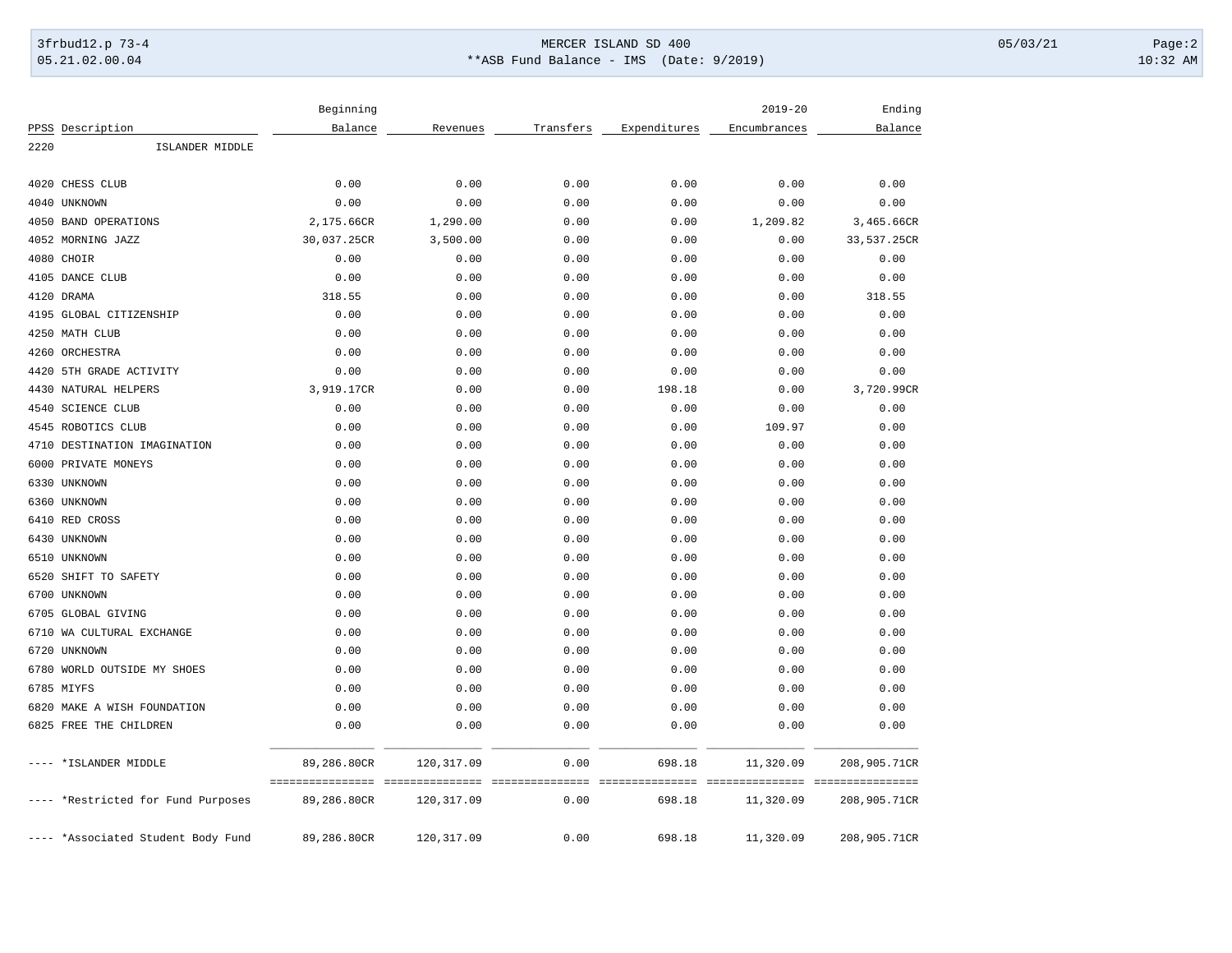MERCER ISLAND SD 400

**ASB Fund Balance - IMS (Date: 9/2019)

| PPSS | Description | Beginning Balance | Revenues | Transfers | Expenditures | 2019-20 Encumbrances | Ending Balance |
|---|---|---|---|---|---|---|---|
| 2220 | ISLANDER MIDDLE | | | | | | |
| 4020 | CHESS CLUB | 0.00 | 0.00 | 0.00 | 0.00 | 0.00 | 0.00 |
| 4040 | UNKNOWN | 0.00 | 0.00 | 0.00 | 0.00 | 0.00 | 0.00 |
| 4050 | BAND OPERATIONS | 2,175.66CR | 1,290.00 | 0.00 | 0.00 | 1,209.82 | 3,465.66CR |
| 4052 | MORNING JAZZ | 30,037.25CR | 3,500.00 | 0.00 | 0.00 | 0.00 | 33,537.25CR |
| 4080 | CHOIR | 0.00 | 0.00 | 0.00 | 0.00 | 0.00 | 0.00 |
| 4105 | DANCE CLUB | 0.00 | 0.00 | 0.00 | 0.00 | 0.00 | 0.00 |
| 4120 | DRAMA | 318.55 | 0.00 | 0.00 | 0.00 | 0.00 | 318.55 |
| 4195 | GLOBAL CITIZENSHIP | 0.00 | 0.00 | 0.00 | 0.00 | 0.00 | 0.00 |
| 4250 | MATH CLUB | 0.00 | 0.00 | 0.00 | 0.00 | 0.00 | 0.00 |
| 4260 | ORCHESTRA | 0.00 | 0.00 | 0.00 | 0.00 | 0.00 | 0.00 |
| 4420 | 5TH GRADE ACTIVITY | 0.00 | 0.00 | 0.00 | 0.00 | 0.00 | 0.00 |
| 4430 | NATURAL HELPERS | 3,919.17CR | 0.00 | 0.00 | 198.18 | 0.00 | 3,720.99CR |
| 4540 | SCIENCE CLUB | 0.00 | 0.00 | 0.00 | 0.00 | 0.00 | 0.00 |
| 4545 | ROBOTICS CLUB | 0.00 | 0.00 | 0.00 | 0.00 | 109.97 | 0.00 |
| 4710 | DESTINATION IMAGINATION | 0.00 | 0.00 | 0.00 | 0.00 | 0.00 | 0.00 |
| 6000 | PRIVATE MONEYS | 0.00 | 0.00 | 0.00 | 0.00 | 0.00 | 0.00 |
| 6330 | UNKNOWN | 0.00 | 0.00 | 0.00 | 0.00 | 0.00 | 0.00 |
| 6360 | UNKNOWN | 0.00 | 0.00 | 0.00 | 0.00 | 0.00 | 0.00 |
| 6410 | RED CROSS | 0.00 | 0.00 | 0.00 | 0.00 | 0.00 | 0.00 |
| 6430 | UNKNOWN | 0.00 | 0.00 | 0.00 | 0.00 | 0.00 | 0.00 |
| 6510 | UNKNOWN | 0.00 | 0.00 | 0.00 | 0.00 | 0.00 | 0.00 |
| 6520 | SHIFT TO SAFETY | 0.00 | 0.00 | 0.00 | 0.00 | 0.00 | 0.00 |
| 6700 | UNKNOWN | 0.00 | 0.00 | 0.00 | 0.00 | 0.00 | 0.00 |
| 6705 | GLOBAL GIVING | 0.00 | 0.00 | 0.00 | 0.00 | 0.00 | 0.00 |
| 6710 | WA CULTURAL EXCHANGE | 0.00 | 0.00 | 0.00 | 0.00 | 0.00 | 0.00 |
| 6720 | UNKNOWN | 0.00 | 0.00 | 0.00 | 0.00 | 0.00 | 0.00 |
| 6780 | WORLD OUTSIDE MY SHOES | 0.00 | 0.00 | 0.00 | 0.00 | 0.00 | 0.00 |
| 6785 | MIYFS | 0.00 | 0.00 | 0.00 | 0.00 | 0.00 | 0.00 |
| 6820 | MAKE A WISH FOUNDATION | 0.00 | 0.00 | 0.00 | 0.00 | 0.00 | 0.00 |
| 6825 | FREE THE CHILDREN | 0.00 | 0.00 | 0.00 | 0.00 | 0.00 | 0.00 |
| ---- | *ISLANDER MIDDLE | 89,286.80CR | 120,317.09 | 0.00 | 698.18 | 11,320.09 | 208,905.71CR |
| ---- | *Restricted for Fund Purposes | 89,286.80CR | 120,317.09 | 0.00 | 698.18 | 11,320.09 | 208,905.71CR |
| ---- | *Associated Student Body Fund | 89,286.80CR | 120,317.09 | 0.00 | 698.18 | 11,320.09 | 208,905.71CR |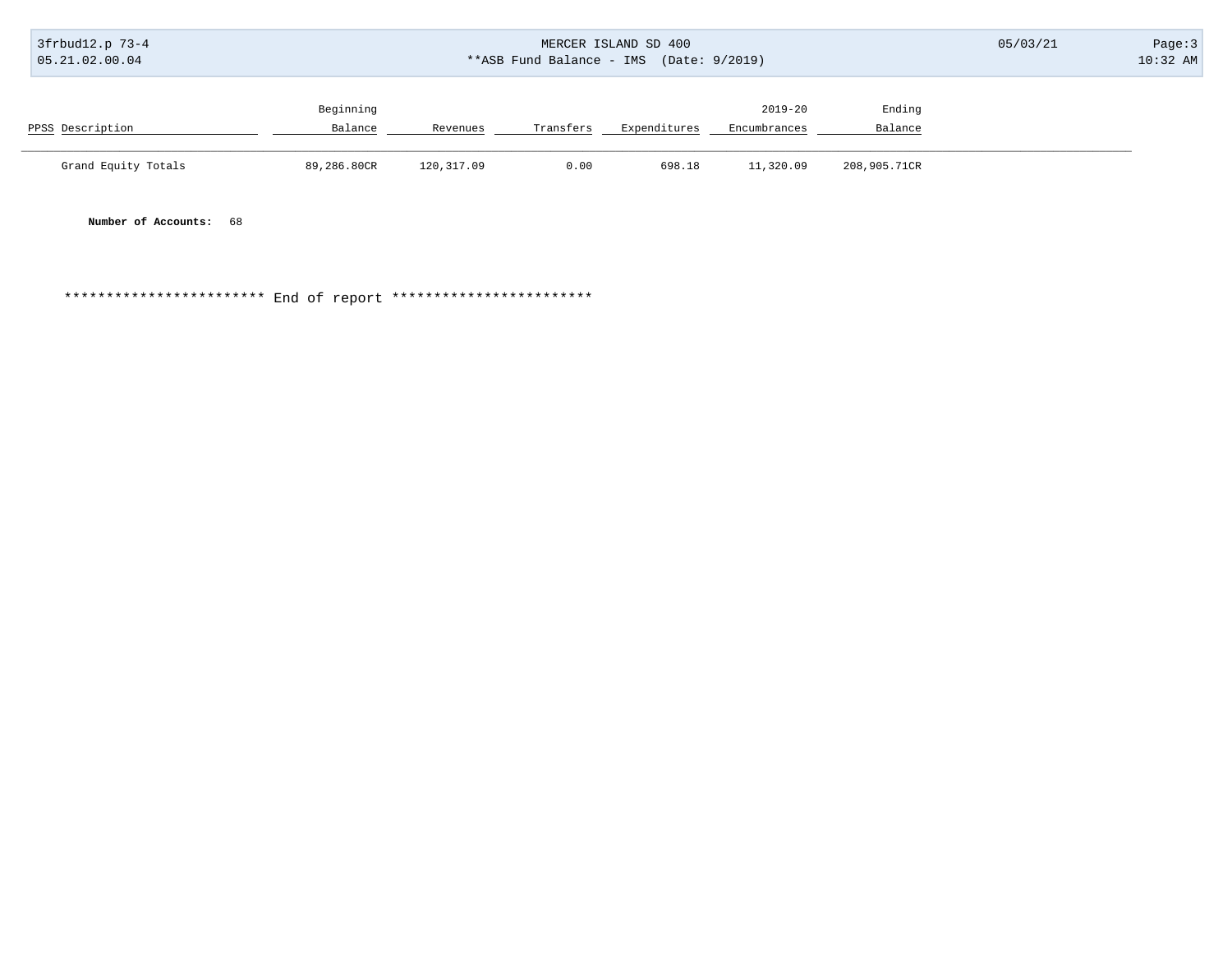| PPSS | Description | Beginning Balance | Revenues | Transfers | Expenditures | 2019-20 Encumbrances | Ending Balance |
|---|---|---|---|---|---|---|---|
| | Grand Equity Totals | 89,286.80CR | 120,317.09 | 0.00 | 698.18 | 11,320.09 | 208,905.71CR |

**Number of Accounts:** 68

************************ End of report ************************